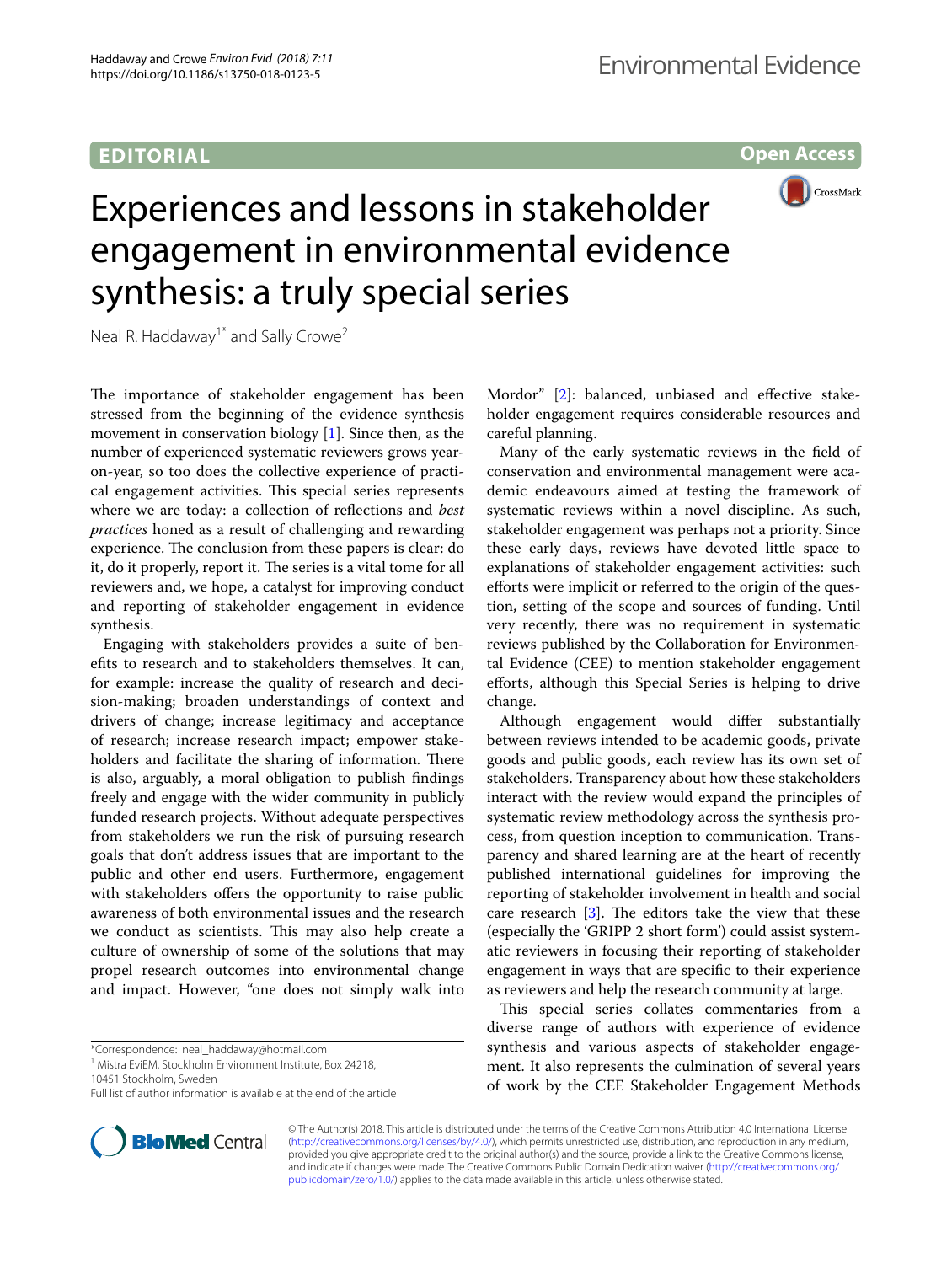EDITORIAL

Open Access

# Experiences and lessons in stakeholder engagement in environmental evidence synthesis: a truly special series

Neal R. Haddaway[1*] and Sally Crowe[2]

The importance of stakeholder engagement has been stressed from the beginning of the evidence synthesis movement in conservation biology [1]. Since then, as the number of experienced systematic reviewers grows year-on-year, so too does the collective experience of practical engagement activities. This special series represents where we are today: a collection of reflections and *best practices* honed as a result of challenging and rewarding experience. The conclusion from these papers is clear: do it, do it properly, report it. The series is a vital tome for all reviewers and, we hope, a catalyst for improving conduct and reporting of stakeholder engagement in evidence synthesis.

Engaging with stakeholders provides a suite of benefits to research and to stakeholders themselves. It can, for example: increase the quality of research and decision-making; broaden understandings of context and drivers of change; increase legitimacy and acceptance of research; increase research impact; empower stakeholders and facilitate the sharing of information. There is also, arguably, a moral obligation to publish findings freely and engage with the wider community in publicly funded research projects. Without adequate perspectives from stakeholders we run the risk of pursuing research goals that don't address issues that are important to the public and other end users. Furthermore, engagement with stakeholders offers the opportunity to raise public awareness of both environmental issues and the research we conduct as scientists. This may also help create a culture of ownership of some of the solutions that may propel research outcomes into environmental change and impact. However, "one does not simply walk into Mordor" [2]: balanced, unbiased and effective stakeholder engagement requires considerable resources and careful planning.

Many of the early systematic reviews in the field of conservation and environmental management were academic endeavours aimed at testing the framework of systematic reviews within a novel discipline. As such, stakeholder engagement was perhaps not a priority. Since these early days, reviews have devoted little space to explanations of stakeholder engagement activities: such efforts were implicit or referred to the origin of the question, setting of the scope and sources of funding. Until very recently, there was no requirement in systematic reviews published by the Collaboration for Environmental Evidence (CEE) to mention stakeholder engagement efforts, although this Special Series is helping to drive change.

Although engagement would differ substantially between reviews intended to be academic goods, private goods and public goods, each review has its own set of stakeholders. Transparency about how these stakeholders interact with the review would expand the principles of systematic review methodology across the synthesis process, from question inception to communication. Transparency and shared learning are at the heart of recently published international guidelines for improving the reporting of stakeholder involvement in health and social care research [3]. The editors take the view that these (especially the 'GRIPP 2 short form') could assist systematic reviewers in focusing their reporting of stakeholder engagement in ways that are specific to their experience as reviewers and help the research community at large.

This special series collates commentaries from a diverse range of authors with experience of evidence synthesis and various aspects of stakeholder engagement. It also represents the culmination of several years of work by the CEE Stakeholder Engagement Methods

*Correspondence: neal_haddaway@hotmail.com
[1] Mistra EviEM, Stockholm Environment Institute, Box 24218, 10451 Stockholm, Sweden
Full list of author information is available at the end of the article

© The Author(s) 2018. This article is distributed under the terms of the Creative Commons Attribution 4.0 International License (http://creativecommons.org/licenses/by/4.0/), which permits unrestricted use, distribution, and reproduction in any medium, provided you give appropriate credit to the original author(s) and the source, provide a link to the Creative Commons license, and indicate if changes were made. The Creative Commons Public Domain Dedication waiver (http://creativecommons.org/publicdomain/zero/1.0/) applies to the data made available in this article, unless otherwise stated.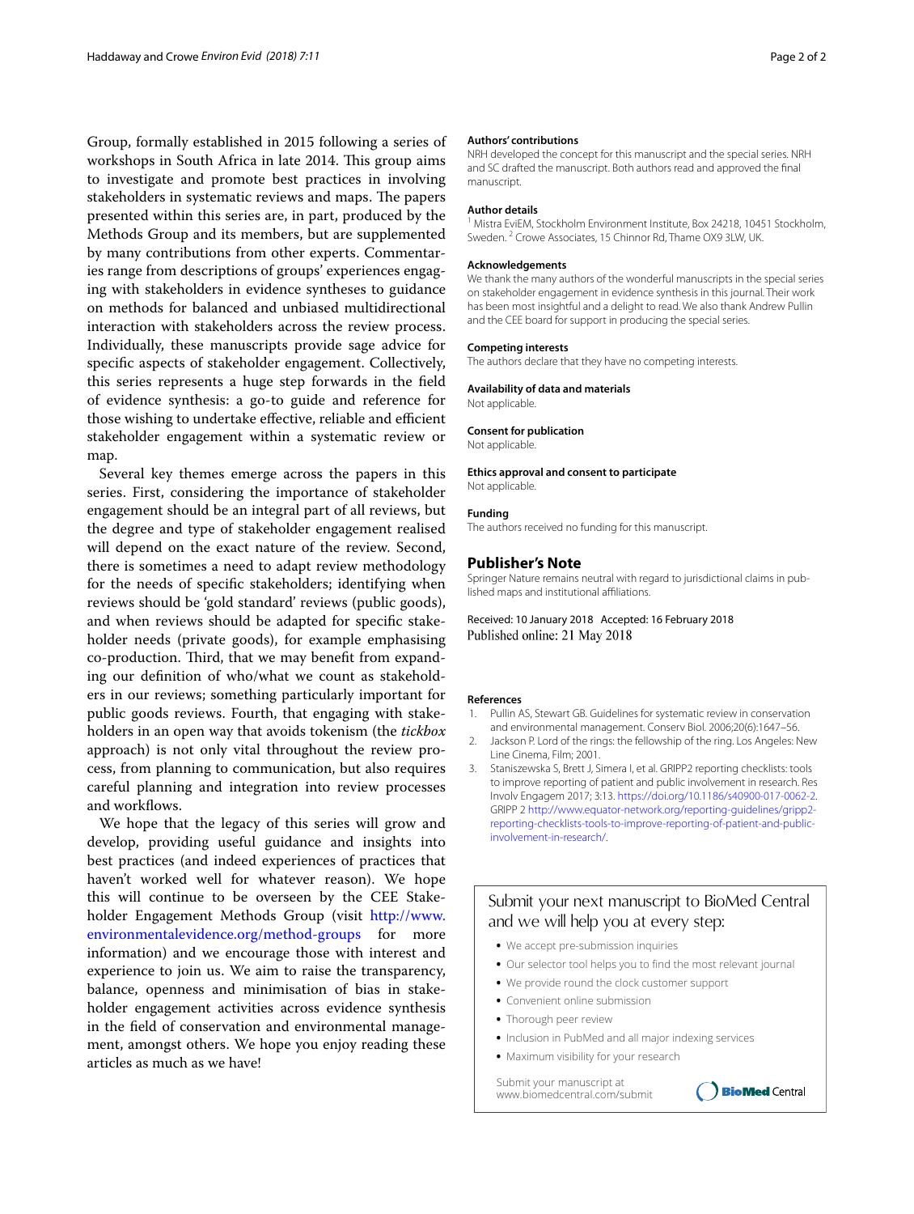Group, formally established in 2015 following a series of workshops in South Africa in late 2014. This group aims to investigate and promote best practices in involving stakeholders in systematic reviews and maps. The papers presented within this series are, in part, produced by the Methods Group and its members, but are supplemented by many contributions from other experts. Commentaries range from descriptions of groups' experiences engaging with stakeholders in evidence syntheses to guidance on methods for balanced and unbiased multidirectional interaction with stakeholders across the review process. Individually, these manuscripts provide sage advice for specific aspects of stakeholder engagement. Collectively, this series represents a huge step forwards in the field of evidence synthesis: a go-to guide and reference for those wishing to undertake effective, reliable and efficient stakeholder engagement within a systematic review or map.

Several key themes emerge across the papers in this series. First, considering the importance of stakeholder engagement should be an integral part of all reviews, but the degree and type of stakeholder engagement realised will depend on the exact nature of the review. Second, there is sometimes a need to adapt review methodology for the needs of specific stakeholders; identifying when reviews should be 'gold standard' reviews (public goods), and when reviews should be adapted for specific stakeholder needs (private goods), for example emphasising co-production. Third, that we may benefit from expanding our definition of who/what we count as stakeholders in our reviews; something particularly important for public goods reviews. Fourth, that engaging with stakeholders in an open way that avoids tokenism (the *tickbox* approach) is not only vital throughout the review process, from planning to communication, but also requires careful planning and integration into review processes and workflows.

We hope that the legacy of this series will grow and develop, providing useful guidance and insights into best practices (and indeed experiences of practices that haven't worked well for whatever reason). We hope this will continue to be overseen by the CEE Stakeholder Engagement Methods Group (visit http://www.environmentalevidence.org/method-groups for more information) and we encourage those with interest and experience to join us. We aim to raise the transparency, balance, openness and minimisation of bias in stakeholder engagement activities across evidence synthesis in the field of conservation and environmental management, amongst others. We hope you enjoy reading these articles as much as we have!

**Authors' contributions**
NRH developed the concept for this manuscript and the special series. NRH and SC drafted the manuscript. Both authors read and approved the final manuscript.

**Author details**
[1] Mistra EviEM, Stockholm Environment Institute, Box 24218, 10451 Stockholm, Sweden. [2] Crowe Associates, 15 Chinnor Rd, Thame OX9 3LW, UK.

**Acknowledgements**
We thank the many authors of the wonderful manuscripts in the special series on stakeholder engagement in evidence synthesis in this journal. Their work has been most insightful and a delight to read. We also thank Andrew Pullin and the CEE board for support in producing the special series.

**Competing interests**
The authors declare that they have no competing interests.

**Availability of data and materials**
Not applicable.

**Consent for publication**
Not applicable.

**Ethics approval and consent to participate**
Not applicable.

**Funding**
The authors received no funding for this manuscript.

## Publisher's Note

Springer Nature remains neutral with regard to jurisdictional claims in published maps and institutional affiliations.

Received: 10 January 2018 Accepted: 16 February 2018
Published online: 21 May 2018

## References

1. Pullin AS, Stewart GB. Guidelines for systematic review in conservation and environmental management. Conserv Biol. 2006;20(6):1647–56.
2. Jackson P. Lord of the rings: the fellowship of the ring. Los Angeles: New Line Cinema, Film; 2001.
3. Staniszewska S, Brett J, Simera I, et al. GRIPP2 reporting checklists: tools to improve reporting of patient and public involvement in research. Res Involv Engagem 2017; 3:13. https://doi.org/10.1186/s40900-017-0062-2. GRIPP 2 http://www.equator-network.org/reporting-guidelines/gripp2-reporting-checklists-tools-to-improve-reporting-of-patient-and-public-involvement-in-research/.